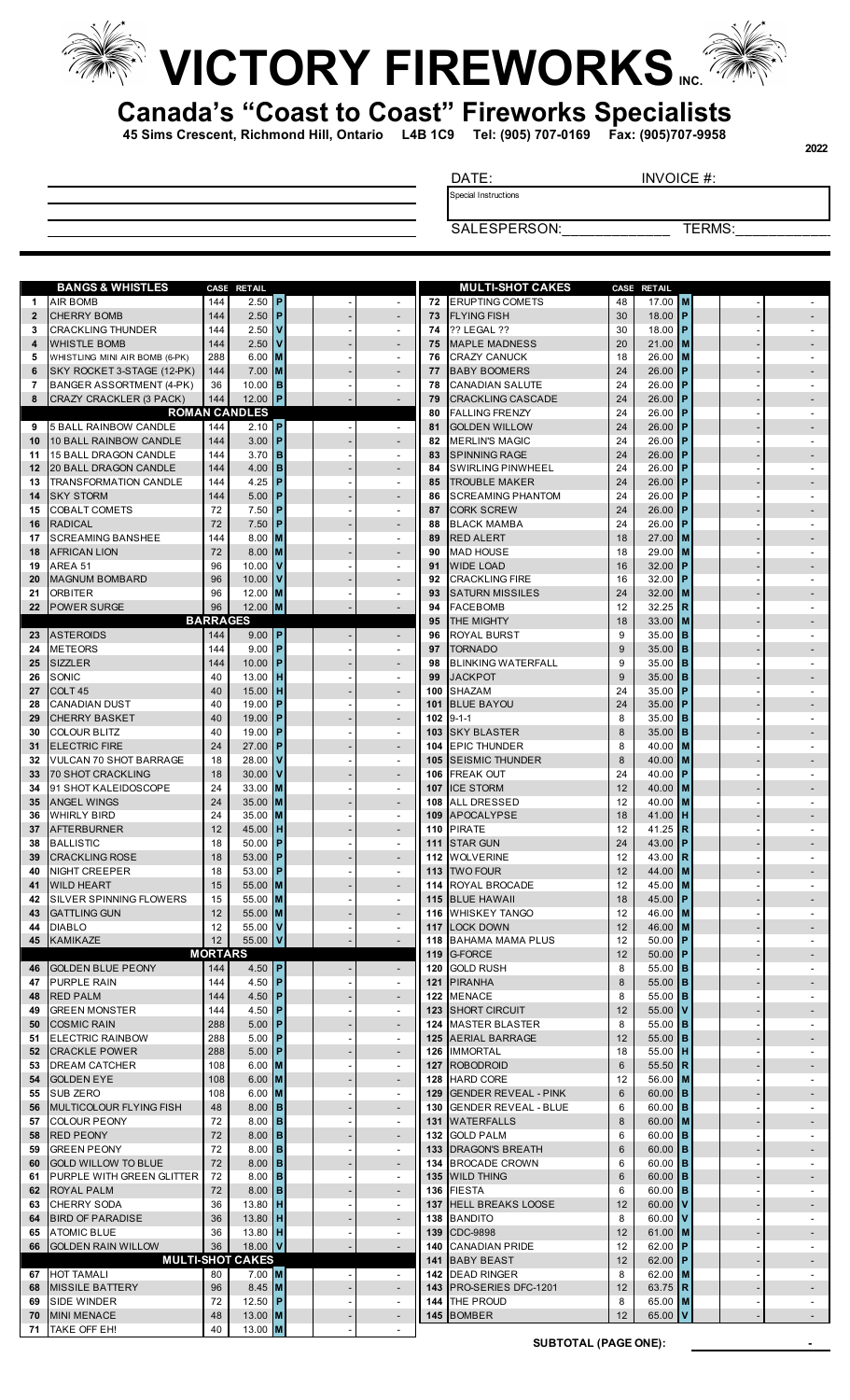# VICTORY FIREWORKS INC.

## Canada's "Coast to Coast" Fireworks Specialists

**45 Sims Crescent, Richmond Hill, Ontario L4B 1C9 Tel: (905) 707-0169 Fax: (905)707-9958**

2022

DATE: INVOICE #:

Special Instructions

SALESPERSON:_____________ TERMS:___________

| # | BANGS & WHISTLES | CASE | RETAIL | | | | |
|---|---|---|---|---|---|---|---|
| 1 | AIR BOMB | 144 | 2.50 | P | | - | - |
| 2 | CHERRY BOMB | 144 | 2.50 | P | | - | - |
| 3 | CRACKLING THUNDER | 144 | 2.50 | V | | - | - |
| 4 | WHISTLE BOMB | 144 | 2.50 | V | | - | - |
| 5 | WHISTLING MINI AIR BOMB (6-PK) | 288 | 6.00 | M | | - | - |
| 6 | SKY ROCKET 3-STAGE (12-PK) | 144 | 7.00 | M | | - | - |
| 7 | BANGER ASSORTMENT (4-PK) | 36 | 10.00 | B | | - | - |
| 8 | CRAZY CRACKLER (3 PACK) | 144 | 12.00 | P | | - | - |
| | **ROMAN CANDLES** | | | | | | |
| 9 | 5 BALL RAINBOW CANDLE | 144 | 2.10 | P | | - | - |
| 10 | 10 BALL RAINBOW CANDLE | 144 | 3.00 | P | | - | - |
| 11 | 15 BALL DRAGON CANDLE | 144 | 3.70 | B | | - | - |
| 12 | 20 BALL DRAGON CANDLE | 144 | 4.00 | B | | - | - |
| 13 | TRANSFORMATION CANDLE | 144 | 4.25 | P | | - | - |
| 14 | SKY STORM | 144 | 5.00 | P | | - | - |
| 15 | COBALT COMETS | 72 | 7.50 | P | | - | - |
| 16 | RADICAL | 72 | 7.50 | P | | - | - |
| 17 | SCREAMING BANSHEE | 144 | 8.00 | M | | - | - |
| 18 | AFRICAN LION | 72 | 8.00 | M | | - | - |
| 19 | AREA 51 | 96 | 10.00 | V | | - | - |
| 20 | MAGNUM BOMBARD | 96 | 10.00 | V | | - | - |
| 21 | ORBITER | 96 | 12.00 | M | | - | - |
| 22 | POWER SURGE | 96 | 12.00 | M | | - | - |
| | **BARRAGES** | | | | | | |
| 23 | ASTEROIDS | 144 | 9.00 | P | | - | - |
| 24 | METEORS | 144 | 9.00 | P | | - | - |
| 25 | SIZZLER | 144 | 10.00 | P | | - | - |
| 26 | SONIC | 40 | 13.00 | H | | - | - |
| 27 | COLT 45 | 40 | 15.00 | H | | - | - |
| 28 | CANADIAN DUST | 40 | 19.00 | P | | - | - |
| 29 | CHERRY BASKET | 40 | 19.00 | P | | - | - |
| 30 | COLOUR BLITZ | 40 | 19.00 | P | | - | - |
| 31 | ELECTRIC FIRE | 24 | 27.00 | P | | - | - |
| 32 | VULCAN 70 SHOT BARRAGE | 18 | 28.00 | V | | - | - |
| 33 | 70 SHOT CRACKLING | 18 | 30.00 | V | | - | - |
| 34 | 91 SHOT KALEIDOSCOPE | 24 | 33.00 | M | | - | - |
| 35 | ANGEL WINGS | 24 | 35.00 | M | | - | - |
| 36 | WHIRLY BIRD | 24 | 35.00 | M | | - | - |
| 37 | AFTERBURNER | 12 | 45.00 | H | | - | - |
| 38 | BALLISTIC | 18 | 50.00 | P | | - | - |
| 39 | CRACKLING ROSE | 18 | 53.00 | P | | - | - |
| 40 | NIGHT CREEPER | 18 | 53.00 | P | | - | - |
| 41 | WILD HEART | 15 | 55.00 | M | | - | - |
| 42 | SILVER SPINNING FLOWERS | 15 | 55.00 | M | | - | - |
| 43 | GATTLING GUN | 12 | 55.00 | M | | - | - |
| 44 | DIABLO | 12 | 55.00 | V | | - | - |
| 45 | KAMIKAZE | 12 | 55.00 | V | | - | - |
| | **MORTARS** | | | | | | |
| 46 | GOLDEN BLUE PEONY | 144 | 4.50 | P | | - | - |
| 47 | PURPLE RAIN | 144 | 4.50 | P | | - | - |
| 48 | RED PALM | 144 | 4.50 | P | | - | - |
| 49 | GREEN MONSTER | 144 | 4.50 | P | | - | - |
| 50 | COSMIC RAIN | 288 | 5.00 | P | | - | - |
| 51 | ELECTRIC RAINBOW | 288 | 5.00 | P | | - | - |
| 52 | CRACKLE POWER | 288 | 5.00 | P | | - | - |
| 53 | DREAM CATCHER | 108 | 6.00 | M | | - | - |
| 54 | GOLDEN EYE | 108 | 6.00 | M | | - | - |
| 55 | SUB ZERO | 108 | 6.00 | M | | - | - |
| 56 | MULTICOLOUR FLYING FISH | 48 | 8.00 | B | | - | - |
| 57 | COLOUR PEONY | 72 | 8.00 | B | | - | - |
| 58 | RED PEONY | 72 | 8.00 | B | | - | - |
| 59 | GREEN PEONY | 72 | 8.00 | B | | - | - |
| 60 | GOLD WILLOW TO BLUE | 72 | 8.00 | B | | - | - |
| 61 | PURPLE WITH GREEN GLITTER | 72 | 8.00 | B | | - | - |
| 62 | ROYAL PALM | 72 | 8.00 | B | | - | - |
| 63 | CHERRY SODA | 36 | 13.80 | H | | - | - |
| 64 | BIRD OF PARADISE | 36 | 13.80 | H | | - | - |
| 65 | ATOMIC BLUE | 36 | 13.80 | H | | - | - |
| 66 | GOLDEN RAIN WILLOW | 36 | 18.00 | V | | - | - |
| | **MULTI-SHOT CAKES** | | | | | | |
| 67 | HOT TAMALI | 80 | 7.00 | M | | - | - |
| 68 | MISSILE BATTERY | 96 | 8.45 | M | | - | - |
| 69 | SIDE WINDER | 72 | 12.50 | P | | - | - |
| 70 | MINI MENACE | 48 | 13.00 | M | | - | - |
| 71 | TAKE OFF EH! | 40 | 13.00 | M | | - | - |

| # | MULTI-SHOT CAKES | CASE | RETAIL | | | | |
|---|---|---|---|---|---|---|---|
| 72 | ERUPTING COMETS | 48 | 17.00 | M | | - | - |
| 73 | FLYING FISH | 30 | 18.00 | P | | - | - |
| 74 | ?? LEGAL ?? | 30 | 18.00 | P | | - | - |
| 75 | MAPLE MADNESS | 20 | 21.00 | M | | - | - |
| 76 | CRAZY CANUCK | 18 | 26.00 | M | | - | - |
| 77 | BABY BOOMERS | 24 | 26.00 | P | | - | - |
| 78 | CANADIAN SALUTE | 24 | 26.00 | P | | - | - |
| 79 | CRACKLING CASCADE | 24 | 26.00 | P | | - | - |
| 80 | FALLING FRENZY | 24 | 26.00 | P | | - | - |
| 81 | GOLDEN WILLOW | 24 | 26.00 | P | | - | - |
| 82 | MERLIN'S MAGIC | 24 | 26.00 | P | | - | - |
| 83 | SPINNING RAGE | 24 | 26.00 | P | | - | - |
| 84 | SWIRLING PINWHEEL | 24 | 26.00 | P | | - | - |
| 85 | TROUBLE MAKER | 24 | 26.00 | P | | - | - |
| 86 | SCREAMING PHANTOM | 24 | 26.00 | P | | - | - |
| 87 | CORK SCREW | 24 | 26.00 | P | | - | - |
| 88 | BLACK MAMBA | 24 | 26.00 | P | | - | - |
| 89 | RED ALERT | 18 | 27.00 | M | | - | - |
| 90 | MAD HOUSE | 18 | 29.00 | M | | - | - |
| 91 | WIDE LOAD | 16 | 32.00 | P | | - | - |
| 92 | CRACKLING FIRE | 16 | 32.00 | P | | - | - |
| 93 | SATURN MISSILES | 24 | 32.00 | M | | - | - |
| 94 | FACEBOMB | 12 | 32.25 | R | | - | - |
| 95 | THE MIGHTY | 18 | 33.00 | M | | - | - |
| 96 | ROYAL BURST | 9 | 35.00 | B | | - | - |
| 97 | TORNADO | 9 | 35.00 | B | | - | - |
| 98 | BLINKING WATERFALL | 9 | 35.00 | B | | - | - |
| 99 | JACKPOT | 9 | 35.00 | B | | - | - |
| 100 | SHAZAM | 24 | 35.00 | P | | - | - |
| 101 | BLUE BAYOU | 24 | 35.00 | P | | - | - |
| 102 | 9-1-1 | 8 | 35.00 | B | | - | - |
| 103 | SKY BLASTER | 8 | 35.00 | B | | - | - |
| 104 | EPIC THUNDER | 8 | 40.00 | M | | - | - |
| 105 | SEISMIC THUNDER | 8 | 40.00 | M | | - | - |
| 106 | FREAK OUT | 24 | 40.00 | P | | - | - |
| 107 | ICE STORM | 12 | 40.00 | M | | - | - |
| 108 | ALL DRESSED | 12 | 40.00 | M | | - | - |
| 109 | APOCALYPSE | 18 | 41.00 | H | | - | - |
| 110 | PIRATE | 12 | 41.25 | R | | - | - |
| 111 | STAR GUN | 24 | 43.00 | P | | - | - |
| 112 | WOLVERINE | 12 | 43.00 | R | | - | - |
| 113 | TWO FOUR | 12 | 44.00 | M | | - | - |
| 114 | ROYAL BROCADE | 12 | 45.00 | M | | - | - |
| 115 | BLUE HAWAII | 18 | 45.00 | P | | - | - |
| 116 | WHISKEY TANGO | 12 | 46.00 | M | | - | - |
| 117 | LOCK DOWN | 12 | 46.00 | M | | - | - |
| 118 | BAHAMA MAMA PLUS | 12 | 50.00 | P | | - | - |
| 119 | G-FORCE | 12 | 50.00 | P | | - | - |
| 120 | GOLD RUSH | 8 | 55.00 | B | | - | - |
| 121 | PIRANHA | 8 | 55.00 | B | | - | - |
| 122 | MENACE | 8 | 55.00 | B | | - | - |
| 123 | SHORT CIRCUIT | 12 | 55.00 | V | | - | - |
| 124 | MASTER BLASTER | 8 | 55.00 | B | | - | - |
| 125 | AERIAL BARRAGE | 12 | 55.00 | B | | - | - |
| 126 | IMMORTAL | 18 | 55.00 | H | | - | - |
| 127 | ROBODROID | 6 | 55.50 | R | | - | - |
| 128 | HARD CORE | 12 | 56.00 | M | | - | - |
| 129 | GENDER REVEAL - PINK | 6 | 60.00 | B | | - | - |
| 130 | GENDER REVEAL - BLUE | 6 | 60.00 | B | | - | - |
| 131 | WATERFALLS | 8 | 60.00 | M | | - | - |
| 132 | GOLD PALM | 6 | 60.00 | B | | - | - |
| 133 | DRAGON'S BREATH | 6 | 60.00 | B | | - | - |
| 134 | BROCADE CROWN | 6 | 60.00 | B | | - | - |
| 135 | WILD THING | 6 | 60.00 | B | | - | - |
| 136 | FIESTA | 6 | 60.00 | B | | - | - |
| 137 | HELL BREAKS LOOSE | 12 | 60.00 | V | | - | - |
| 138 | BANDITO | 8 | 60.00 | V | | - | - |
| 139 | CDC-9898 | 12 | 61.00 | M | | - | - |
| 140 | CANADIAN PRIDE | 12 | 62.00 | P | | - | - |
| 141 | BABY BEAST | 12 | 62.00 | P | | - | - |
| 142 | DEAD RINGER | 8 | 62.00 | M | | - | - |
| 143 | PRO-SERIES DFC-1201 | 12 | 63.75 | R | | - | - |
| 144 | THE PROUD | 8 | 65.00 | M | | - | - |
| 145 | BOMBER | 12 | 65.00 | V | | - | - |

**SUBTOTAL (PAGE ONE):** -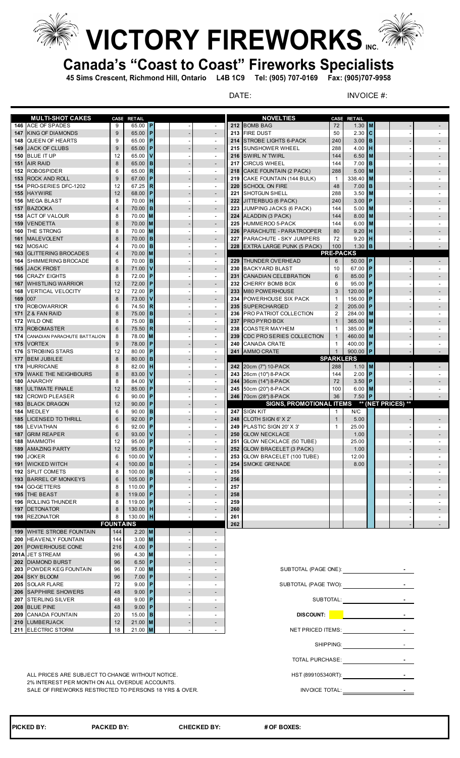# VICTORY FIREWORKS INC.

## Canada's "Coast to Coast" Fireworks Specialists

**45 Sims Crescent, Richmond Hill, Ontario L4B 1C9 Tel: (905) 707-0169 Fax: (905)707-9958**

DATE: INVOICE #:

| # | MULTI-SHOT CAKES | CASE | RETAIL | | | | |
|---|---|---|---|---|---|---|---|
| 146 | ACE OF SPADES | 9 | 65.00 | P | | - | - |
| 147 | KING OF DIAMONDS | 9 | 65.00 | P | | - | - |
| 148 | QUEEN OF HEARTS | 9 | 65.00 | P | | - | - |
| 149 | JACK OF CLUBS | 9 | 65.00 | P | | - | - |
| 150 | BLUE IT UP | 12 | 65.00 | V | | - | - |
| 151 | AIR RAID | 8 | 65.00 | B | | - | - |
| 152 | ROBOSPIDER | 6 | 65.00 | R | | - | - |
| 153 | ROCK AND ROLL | 9 | 67.00 | P | | - | - |
| 154 | PRO-SERIES DFC-1202 | 12 | 67.25 | R | | - | - |
| 155 | HAYWIRE | 12 | 68.00 | P | | - | - |
| 156 | MEGA BLAST | 8 | 70.00 | H | | - | - |
| 157 | BAZOOKA | 4 | 70.00 | B | | - | - |
| 158 | ACT OF VALOUR | 8 | 70.00 | M | | - | - |
| 159 | VENDETTA | 8 | 70.00 | M | | - | - |
| 160 | THE STRONG | 8 | 70.00 | M | | - | - |
| 161 | MALEVOLENT | 8 | 70.00 | B | | - | - |
| 162 | MOSAIC | 4 | 70.00 | B | | - | - |
| 163 | GLITTERING BROCADES | 4 | 70.00 | M | | - | - |
| 164 | SHIMMERING BROCADE | 6 | 70.00 | B | | - | - |
| 165 | JACK FROST | 8 | 71.00 | V | | - | - |
| 166 | CRAZY EIGHTS | 8 | 72.00 | P | | - | - |
| 167 | WHISTLING WARRIOR | 12 | 72.00 | P | | - | - |
| 168 | VERTICAL VELOCITY | 12 | 72.00 | P | | - | - |
| 169 | 007 | 8 | 73.00 | V | | - | - |
| 170 | ROBOWARRIOR | 6 | 74.50 | R | | - | - |
| 171 | Z & FAN RAID | 8 | 75.00 | B | | - | - |
| 172 | WILD ONE | 8 | 75.00 | B | | - | - |
| 173 | ROBOMASTER | 6 | 75.50 | R | | - | - |
| 174 | CANADIAN PARACHUTE BATTALION | 8 | 78.00 | M | | - | - |
| 175 | VORTEX | 9 | 78.00 | P | | - | - |
| 176 | STROBING STARS | 12 | 80.00 | P | | - | - |
| 177 | BEM JUBILEE | 8 | 80.00 | B | | - | - |
| 178 | HURRICANE | 8 | 82.00 | H | | - | - |
| 179 | WAKE THE NEIGHBOURS | 8 | 83.00 | V | | - | - |
| 180 | ANARCHY | 8 | 84.00 | V | | - | - |
| 181 | ULTIMATE FINALE | 12 | 85.00 | P | | - | - |
| 182 | CROWD PLEASER | 6 | 90.00 | P | | - | - |
| 183 | BLACK DRAGON | 12 | 90.00 | P | | - | - |
| 184 | MEDLEY | 6 | 90.00 | B | | - | - |
| 185 | LICENSED TO THRILL | 6 | 92.00 | P | | - | - |
| 186 | LEVIATHAN | 6 | 92.00 | P | | - | - |
| 187 | GRIM REAPER | 6 | 93.00 | V | | - | - |
| 188 | MAMMOTH | 12 | 95.00 | P | | - | - |
| 189 | AMAZING PARTY | 12 | 95.00 | P | | - | - |
| 190 | JOKER | 6 | 100.00 | V | | - | - |
| 191 | WICKED WITCH | 4 | 100.00 | B | | - | - |
| 192 | SPLIT COMETS | 8 | 100.00 | B | | - | - |
| 193 | BARREL OF MONKEYS | 6 | 105.00 | P | | - | - |
| 194 | GO-GETTERS | 8 | 110.00 | P | | - | - |
| 195 | THE BEAST | 8 | 119.00 | P | | - | - |
| 196 | ROLLING THUNDER | 8 | 119.00 | P | | - | - |
| 197 | DETONATOR | 8 | 130.00 | H | | - | - |
| 198 | REZONATOR | 8 | 130.00 | H | | - | - |
| | **FOUNTAINS** | | | | | | |
| 199 | WHITE STROBE FOUNTAIN | 144 | 2.20 | M | | - | - |
| 200 | HEAVENLY FOUNTAIN | 144 | 3.00 | M | | - | - |
| 201 | POWERHOUSE CONE | 216 | 4.00 | P | | - | - |
| 201A | JET STREAM | 96 | 4.30 | M | | - | - |
| 202 | DIAMOND BURST | 96 | 6.50 | P | | - | - |
| 203 | POWDER KEG FOUNTAIN | 96 | 7.00 | M | | - | - |
| 204 | SKY BLOOM | 96 | 7.00 | P | | - | - |
| 205 | SOLAR FLARE | 72 | 9.00 | P | | - | - |
| 206 | SAPPHIRE SHOWERS | 48 | 9.00 | P | | - | - |
| 207 | STERLING SILVER | 48 | 9.00 | P | | - | - |
| 208 | BLUE PINE | 48 | 9.00 | P | | - | - |
| 209 | CANADA FOUNTAIN | 20 | 15.00 | B | | - | - |
| 210 | LUMBERJACK | 12 | 21.00 | M | | - | - |
| 211 | ELECTRIC STORM | 18 | 21.00 | M | | - | - |

| # | NOVELTIES | CASE | RETAIL | | | | |
|---|---|---|---|---|---|---|---|
| 212 | BOMB BAG | 72 | 1.30 | M | | - | - |
| 213 | FIRE DUST | 50 | 2.30 | C | | - | - |
| 214 | STROBE LIGHTS 6-PACK | 240 | 3.00 | B | | - | - |
| 215 | SUNSHOWER WHEEL | 288 | 4.00 | H | | - | - |
| 216 | SWIRL N' TWIRL | 144 | 6.50 | M | | - | - |
| 217 | CIRCUS WHEEL | 144 | 7.00 | B | | - | - |
| 218 | CAKE FOUNTAIN (2 PACK) | 288 | 5.00 | M | | - | - |
| 219 | CAKE FOUNTAIN (144 BULK) | 1 | 338.40 | M | | - | - |
| 220 | SCHOOL ON FIRE | 48 | 7.00 | B | | - | - |
| 221 | SHOTGUN SHELL | 288 | 3.50 | M | | - | - |
| 222 | JITTERBUG (6 PACK) | 240 | 3.00 | P | | - | - |
| 223 | JUMPING JACKS (6 PACK) | 144 | 5.00 | M | | - | - |
| 224 | ALADDIN (3 PACK) | 144 | 8.00 | M | | - | - |
| 225 | HUMMEROO 5-PACK | 144 | 6.00 | M | | - | - |
| 226 | PARACHUTE - PARATROOPER | 80 | 9.20 | H | | - | - |
| 227 | PARACHUTE - SKY JUMPERS | 72 | 9.20 | H | | - | - |
| 228 | EXTRA LARGE PUNK (5 PACK) | 100 | 1.30 | B | | - | - |
| | **PRE-PACKS** | | | | | | |
| 229 | THUNDER OVERHEAD | 6 | 50.00 | P | | - | - |
| 230 | BACKYARD BLAST | 10 | 67.00 | P | | - | - |
| 231 | CANADIAN CELEBRATION | 6 | 85.00 | P | | - | - |
| 232 | CHERRY BOMB BOX | 6 | 95.00 | P | | - | - |
| 233 | M80 POWERHOUSE | 3 | 120.00 | P | | - | - |
| 234 | POWERHOUSE SIX PACK | 1 | 156.00 | P | | - | - |
| 235 | SUPERCHARGED | 2 | 205.00 | P | | - | - |
| 236 | PRO PATRIOT COLLECTION | 1 | 284.00 | M | | - | - |
| 237 | PRO PYRO BOX | 1 | 365.00 | M | | - | - |
| 238 | COASTER MAYHEM | 1 | 385.00 | P | | - | - |
| 239 | CDC PRO SERIES COLLECTION | 1 | 460.00 | M | | - | - |
| 240 | CANADA CRATE | 1 | 400.00 | P | | - | - |
| 241 | AMMO CRATE | 1 | 900.00 | P | | - | - |
| | **SPARKLERS** | | | | | | |
| 242 | 20cm (7") 10-PACK | 288 | 1.10 | M | | - | - |
| 243 | 26cm (10") 8-PACK | 144 | 2.00 | P | | - | - |
| 244 | 36cm (14") 8-PACK | 72 | 3.50 | P | | - | - |
| 245 | 50cm (20") 8-PACK | 100 | 6.00 | M | | - | - |
| 246 | 70cm (28") 8-PACK | 36 | 7.50 | P | | - | - |
| | **SIGNS, PROMOTIONAL ITEMS** | | ** (NET PRICES) ** | | | | |
| 247 | SIGN KIT | 1 | N/C | | | | |
| 248 | CLOTH SIGN 6' X 2' | 1 | 5.00 | | | - | - |
| 249 | PLASTIC SIGN 20' X 3' | 1 | 25.00 | | | - | - |
| 250 | GLOW NECKLACE | | 1.00 | | | - | - |
| 251 | GLOW NECKLACE (50 TUBE) | | 25.00 | | | - | - |
| 252 | GLOW BRACELET (3 PACK) | | 1.00 | | | - | - |
| 253 | GLOW BRACELET (100 TUBE) | | 12.00 | | | - | - |
| 254 | SMOKE GRENADE | | 8.00 | | | - | - |
| 255 | | | | | | - | - |
| 256 | | | | | | - | - |
| 257 | | | | | | - | - |
| 258 | | | | | | - | - |
| 259 | | | | | | - | - |
| 260 | | | | | | - | - |
| 261 | | | | | | - | - |
| 262 | | | | | | - | - |

| | |
|---|---|
| SUBTOTAL (PAGE ONE): | - |
| SUBTOTAL (PAGE TWO): | - |
| SUBTOTAL: | - |
| **DISCOUNT:** | - |
| NET PRICED ITEMS: | - |
| SHIPPING: | - |
| TOTAL PURCHASE: | - |
| HST (899105340RT): | - |
| INVOICE TOTAL: | - |

ALL PRICES ARE SUBJECT TO CHANGE WITHOUT NOTICE.
2% INTEREST PER MONTH ON ALL OVERDUE ACCOUNTS.
SALE OF FIREWORKS RESTRICTED TO PERSONS 18 YRS & OVER.

**PICKED BY:** **PACKED BY:** **CHECKED BY:** **# OF BOXES:**